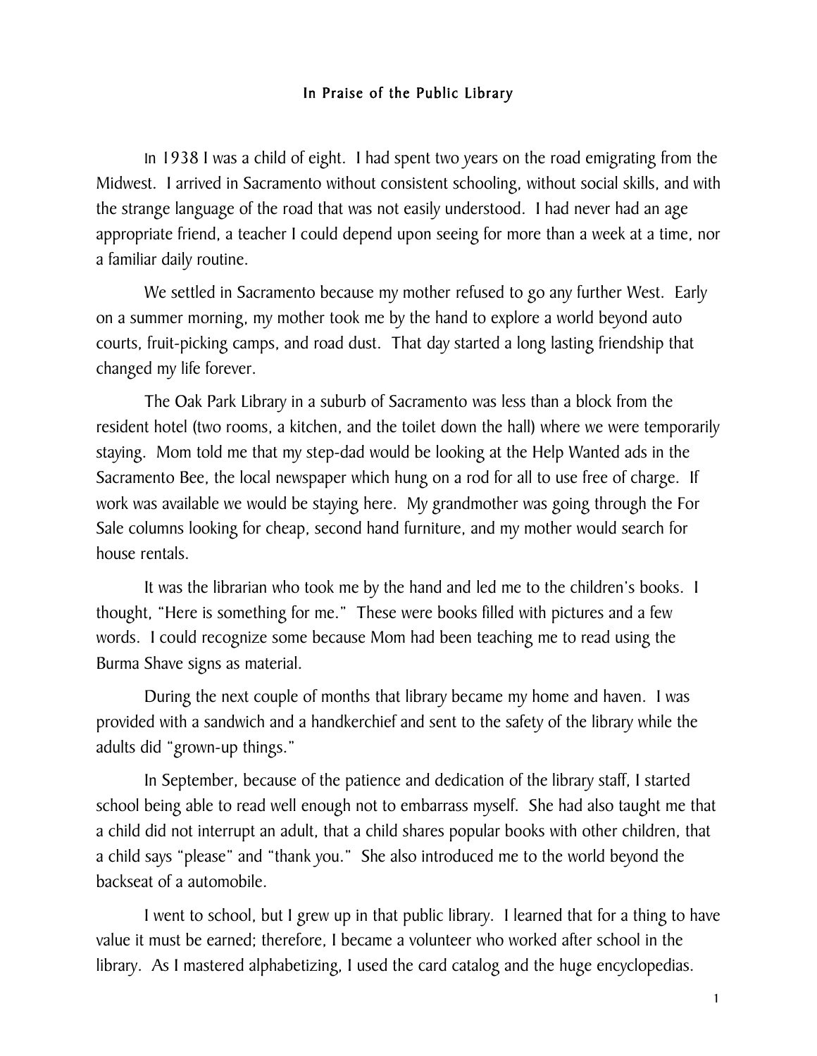# In Praise of the Public Library

In 1938 I was a child of eight. I had spent two years on the road emigrating from the Midwest. I arrived in Sacramento without consistent schooling, without social skills, and with the strange language of the road that was not easily understood. I had never had an age appropriate friend, a teacher I could depend upon seeing for more than a week at a time, nor a familiar daily routine.

We settled in Sacramento because my mother refused to go any further West. Early on a summer morning, my mother took me by the hand to explore a world beyond auto courts, fruit-picking camps, and road dust. That day started a long lasting friendship that changed my life forever.

The Oak Park Library in a suburb of Sacramento was less than a block from the resident hotel (two rooms, a kitchen, and the toilet down the hall) where we were temporarily staying. Mom told me that my step-dad would be looking at the Help Wanted ads in the Sacramento Bee, the local newspaper which hung on a rod for all to use free of charge. If work was available we would be staying here. My grandmother was going through the For Sale columns looking for cheap, second hand furniture, and my mother would search for house rentals.

It was the librarian who took me by the hand and led me to the children's books. I thought, "Here is something for me." These were books filled with pictures and a few words. I could recognize some because Mom had been teaching me to read using the Burma Shave signs as material.

During the next couple of months that library became my home and haven. I was provided with a sandwich and a handkerchief and sent to the safety of the library while the adults did "grown-up things."

In September, because of the patience and dedication of the library staff, I started school being able to read well enough not to embarrass myself. She had also taught me that a child did not interrupt an adult, that a child shares popular books with other children, that a child says "please" and "thank you." She also introduced me to the world beyond the backseat of a automobile.

I went to school, but I grew up in that public library. I learned that for a thing to have value it must be earned; therefore, I became a volunteer who worked after school in the library. As I mastered alphabetizing, I used the card catalog and the huge encyclopedias.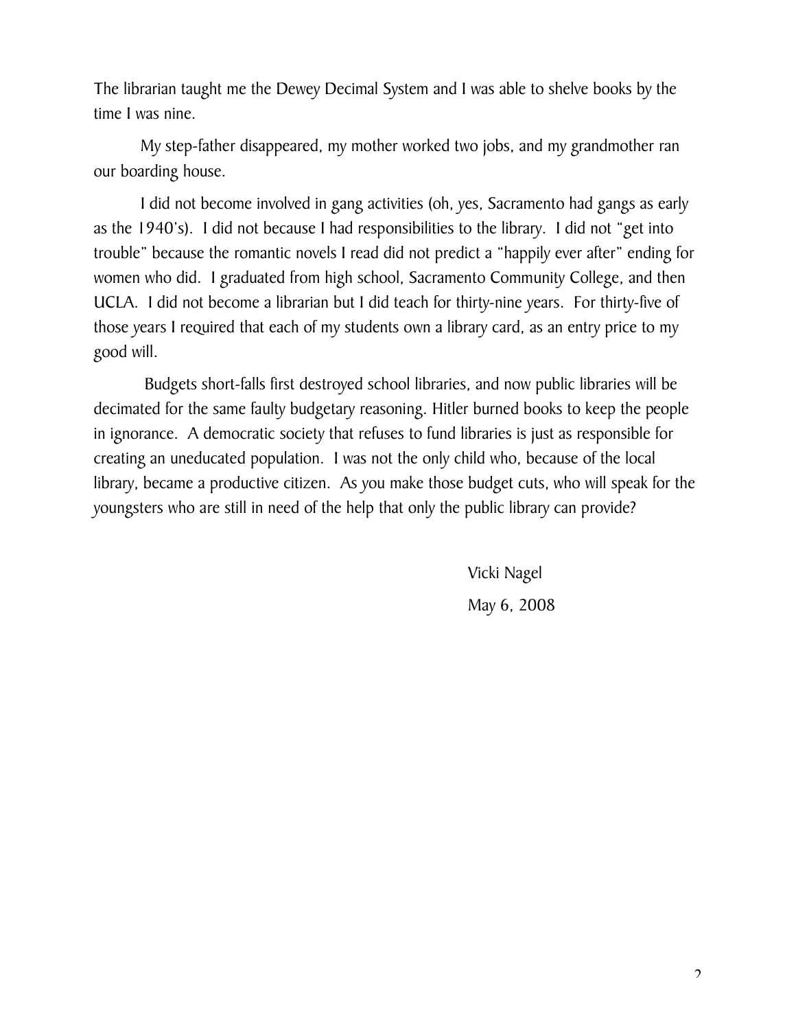The librarian taught me the Dewey Decimal System and I was able to shelve books by the time I was nine.

My step-father disappeared, my mother worked two jobs, and my grandmother ran our boarding house.

I did not become involved in gang activities (oh, yes, Sacramento had gangs as early as the 1940's). I did not because I had responsibilities to the library. I did not "get into trouble" because the romantic novels I read did not predict a "happily ever after" ending for women who did. I graduated from high school, Sacramento Community College, and then UCLA. I did not become a librarian but I did teach for thirty-nine years. For thirty-five of those years I required that each of my students own a library card, as an entry price to my good will.

Budgets short-falls first destroyed school libraries, and now public libraries will be decimated for the same faulty budgetary reasoning. Hitler burned books to keep the people in ignorance. A democratic society that refuses to fund libraries is just as responsible for creating an uneducated population. I was not the only child who, because of the local library, became a productive citizen. As you make those budget cuts, who will speak for the youngsters who are still in need of the help that only the public library can provide?

Vicki Nagel

May 6, 2008